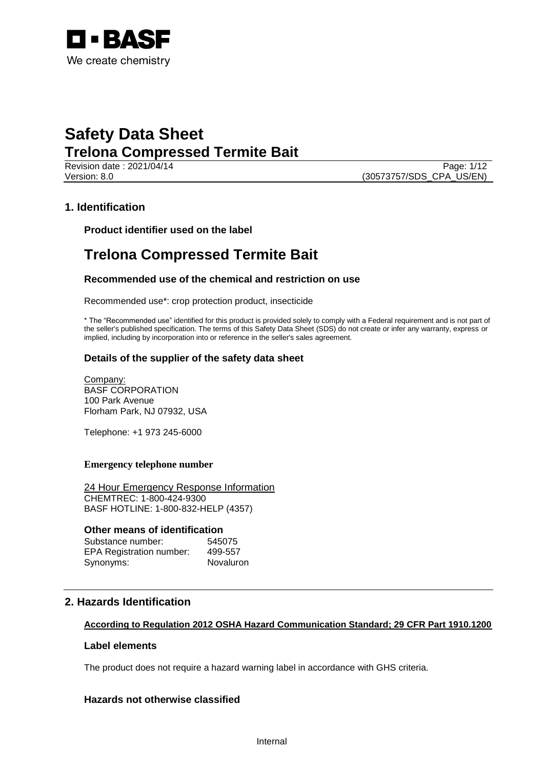# Safety Data Sheet

## Trelona Compressed Termite Bait

Revision date : 2021/04/14
Version: 8.0
(30573757/SDS_CPA_US/EN)

## 1. Identification

### Product identifier used on the label

# Trelona Compressed Termite Bait

### Recommended use of the chemical and restriction on use

Recommended use*: crop protection product, insecticide

* The "Recommended use" identified for this product is provided solely to comply with a Federal requirement and is not part of the seller's published specification. The terms of this Safety Data Sheet (SDS) do not create or infer any warranty, express or implied, including by incorporation into or reference in the seller's sales agreement.

### Details of the supplier of the safety data sheet

Company:
BASF CORPORATION
100 Park Avenue
Florham Park, NJ 07932, USA

Telephone: +1 973 245-6000

### Emergency telephone number

24 Hour Emergency Response Information
CHEMTREC: 1-800-424-9300
BASF HOTLINE: 1-800-832-HELP (4357)

### Other means of identification

| | |
|---|---|
| Substance number: | 545075 |
| EPA Registration number: | 499-557 |
| Synonyms: | Novaluron |

## 2. Hazards Identification

**According to Regulation 2012 OSHA Hazard Communication Standard; 29 CFR Part 1910.1200**

### Label elements

The product does not require a hazard warning label in accordance with GHS criteria.

### Hazards not otherwise classified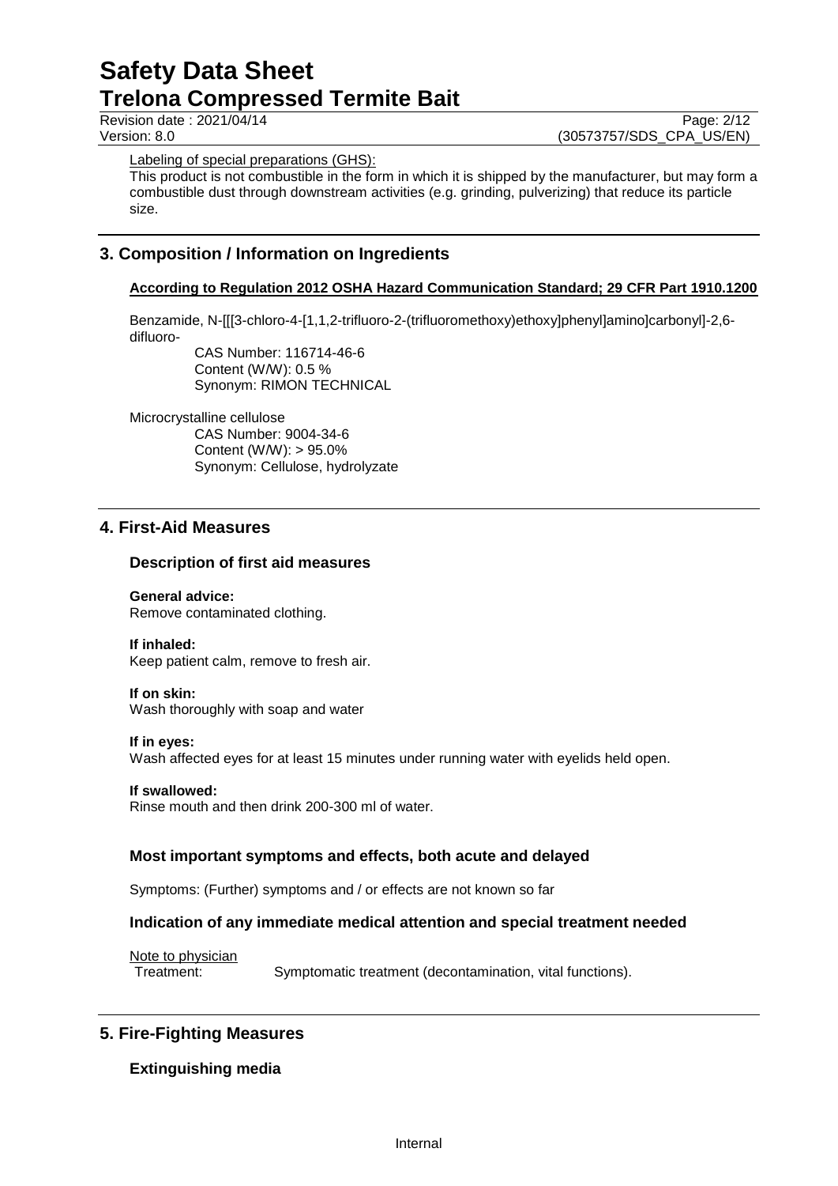Labeling of special preparations (GHS):

This product is not combustible in the form in which it is shipped by the manufacturer, but may form a combustible dust through downstream activities (e.g. grinding, pulverizing) that reduce its particle size.

## 3. Composition / Information on Ingredients

**According to Regulation 2012 OSHA Hazard Communication Standard; 29 CFR Part 1910.1200**

Benzamide, N-[[[3-chloro-4-[1,1,2-trifluoro-2-(trifluoromethoxy)ethoxy]phenyl]amino]carbonyl]-2,6-difluoro-

CAS Number: 116714-46-6
Content (W/W): 0.5 %
Synonym: RIMON TECHNICAL

Microcrystalline cellulose

CAS Number: 9004-34-6
Content (W/W): > 95.0%
Synonym: Cellulose, hydrolyzate

## 4. First-Aid Measures

### Description of first aid measures

**General advice:**
Remove contaminated clothing.

**If inhaled:**
Keep patient calm, remove to fresh air.

**If on skin:**
Wash thoroughly with soap and water

**If in eyes:**
Wash affected eyes for at least 15 minutes under running water with eyelids held open.

**If swallowed:**
Rinse mouth and then drink 200-300 ml of water.

### Most important symptoms and effects, both acute and delayed

Symptoms: (Further) symptoms and / or effects are not known so far

### Indication of any immediate medical attention and special treatment needed

Note to physician

Treatment: Symptomatic treatment (decontamination, vital functions).

## 5. Fire-Fighting Measures

### Extinguishing media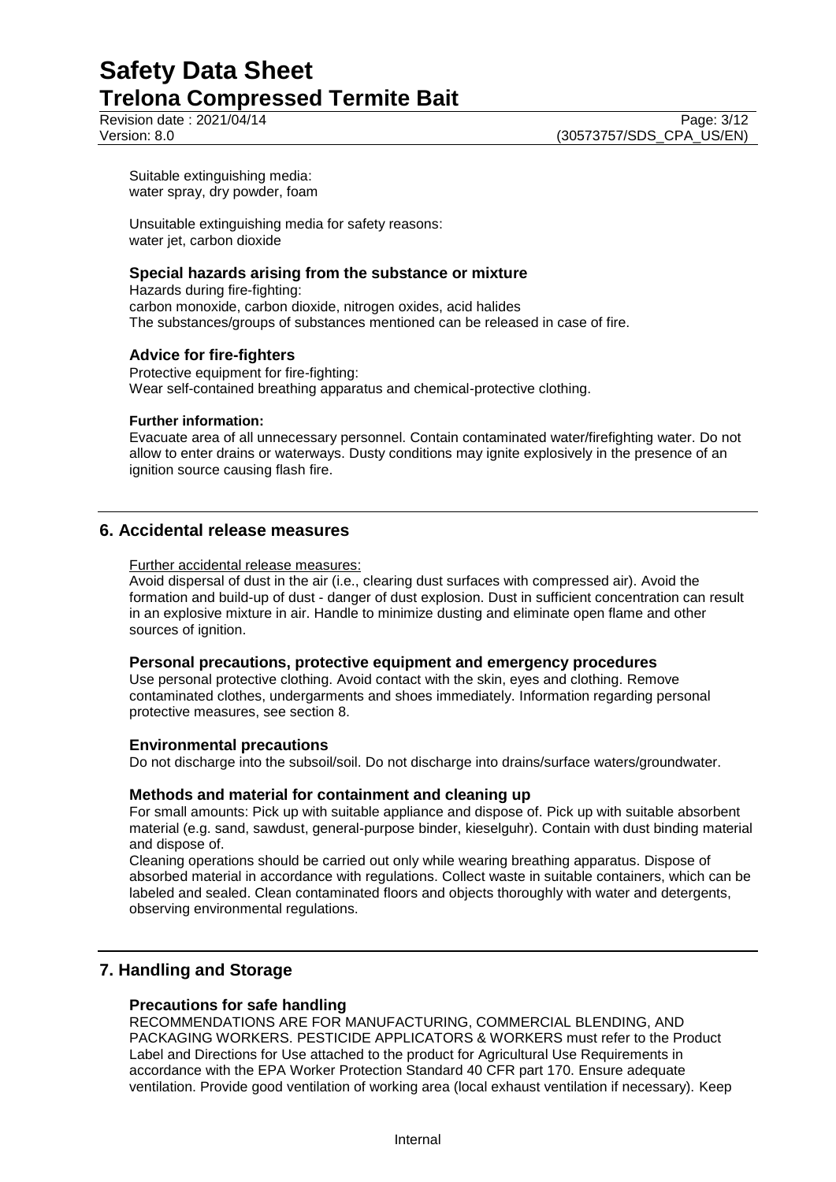Suitable extinguishing media:
water spray, dry powder, foam

Unsuitable extinguishing media for safety reasons:
water jet, carbon dioxide

### Special hazards arising from the substance or mixture

Hazards during fire-fighting:
carbon monoxide, carbon dioxide, nitrogen oxides, acid halides
The substances/groups of substances mentioned can be released in case of fire.

### Advice for fire-fighters

Protective equipment for fire-fighting:
Wear self-contained breathing apparatus and chemical-protective clothing.

**Further information:**

Evacuate area of all unnecessary personnel. Contain contaminated water/firefighting water. Do not allow to enter drains or waterways. Dusty conditions may ignite explosively in the presence of an ignition source causing flash fire.

## 6. Accidental release measures

Further accidental release measures:

Avoid dispersal of dust in the air (i.e., clearing dust surfaces with compressed air). Avoid the formation and build-up of dust - danger of dust explosion. Dust in sufficient concentration can result in an explosive mixture in air. Handle to minimize dusting and eliminate open flame and other sources of ignition.

### Personal precautions, protective equipment and emergency procedures

Use personal protective clothing. Avoid contact with the skin, eyes and clothing. Remove contaminated clothes, undergarments and shoes immediately. Information regarding personal protective measures, see section 8.

### Environmental precautions

Do not discharge into the subsoil/soil. Do not discharge into drains/surface waters/groundwater.

### Methods and material for containment and cleaning up

For small amounts: Pick up with suitable appliance and dispose of. Pick up with suitable absorbent material (e.g. sand, sawdust, general-purpose binder, kieselguhr). Contain with dust binding material and dispose of.
Cleaning operations should be carried out only while wearing breathing apparatus. Dispose of absorbed material in accordance with regulations. Collect waste in suitable containers, which can be labeled and sealed. Clean contaminated floors and objects thoroughly with water and detergents, observing environmental regulations.

## 7. Handling and Storage

### Precautions for safe handling

RECOMMENDATIONS ARE FOR MANUFACTURING, COMMERCIAL BLENDING, AND PACKAGING WORKERS. PESTICIDE APPLICATORS & WORKERS must refer to the Product Label and Directions for Use attached to the product for Agricultural Use Requirements in accordance with the EPA Worker Protection Standard 40 CFR part 170. Ensure adequate ventilation. Provide good ventilation of working area (local exhaust ventilation if necessary). Keep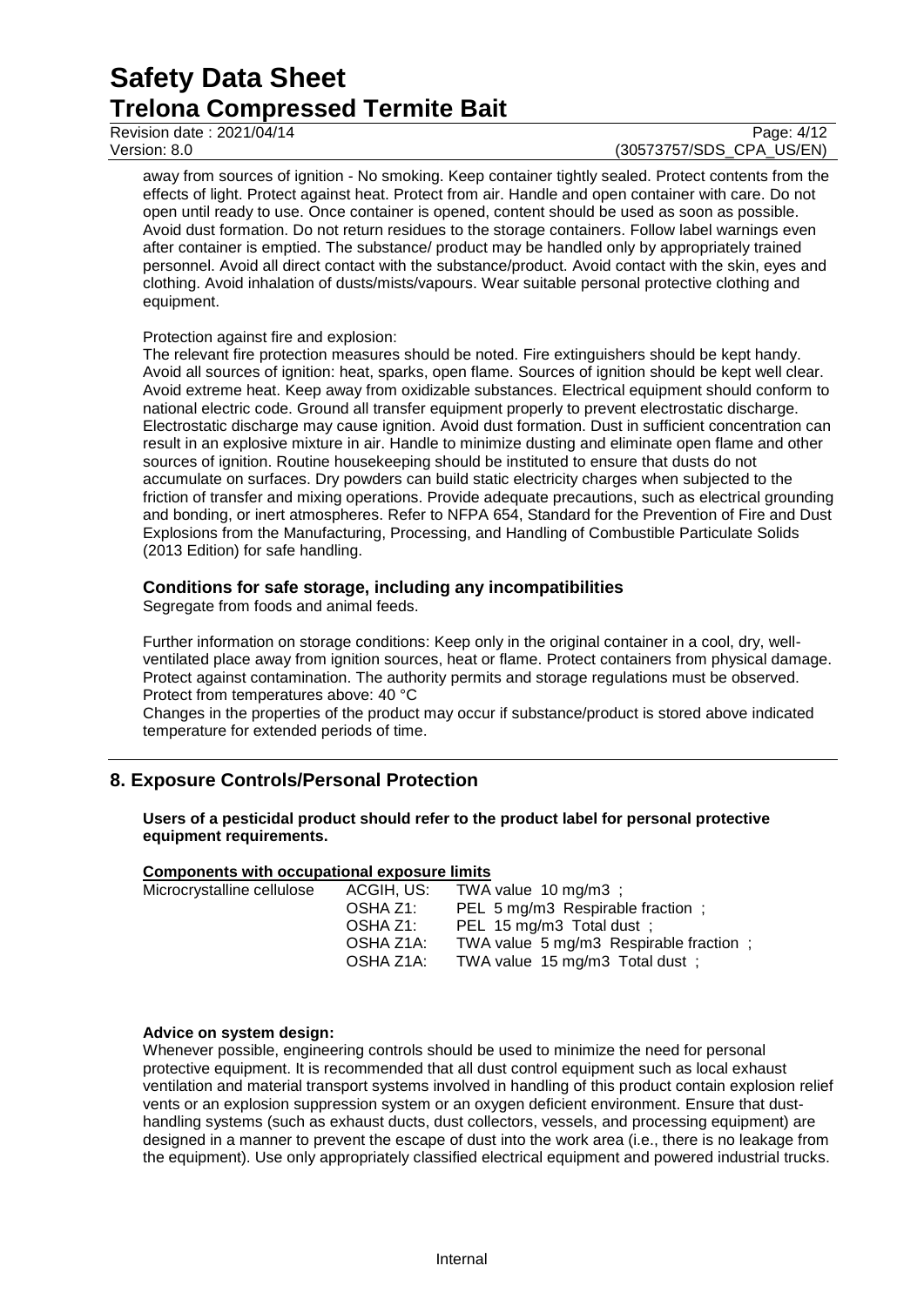away from sources of ignition - No smoking. Keep container tightly sealed. Protect contents from the effects of light. Protect against heat. Protect from air. Handle and open container with care. Do not open until ready to use. Once container is opened, content should be used as soon as possible. Avoid dust formation. Do not return residues to the storage containers. Follow label warnings even after container is emptied. The substance/ product may be handled only by appropriately trained personnel. Avoid all direct contact with the substance/product. Avoid contact with the skin, eyes and clothing. Avoid inhalation of dusts/mists/vapours. Wear suitable personal protective clothing and equipment.

Protection against fire and explosion:
The relevant fire protection measures should be noted. Fire extinguishers should be kept handy. Avoid all sources of ignition: heat, sparks, open flame. Sources of ignition should be kept well clear. Avoid extreme heat. Keep away from oxidizable substances. Electrical equipment should conform to national electric code. Ground all transfer equipment properly to prevent electrostatic discharge. Electrostatic discharge may cause ignition. Avoid dust formation. Dust in sufficient concentration can result in an explosive mixture in air. Handle to minimize dusting and eliminate open flame and other sources of ignition. Routine housekeeping should be instituted to ensure that dusts do not accumulate on surfaces. Dry powders can build static electricity charges when subjected to the friction of transfer and mixing operations. Provide adequate precautions, such as electrical grounding and bonding, or inert atmospheres. Refer to NFPA 654, Standard for the Prevention of Fire and Dust Explosions from the Manufacturing, Processing, and Handling of Combustible Particulate Solids (2013 Edition) for safe handling.

### Conditions for safe storage, including any incompatibilities

Segregate from foods and animal feeds.

Further information on storage conditions: Keep only in the original container in a cool, dry, well-ventilated place away from ignition sources, heat or flame. Protect containers from physical damage. Protect against contamination. The authority permits and storage regulations must be observed. Protect from temperatures above: 40 °C
Changes in the properties of the product may occur if substance/product is stored above indicated temperature for extended periods of time.

## 8. Exposure Controls/Personal Protection

**Users of a pesticidal product should refer to the product label for personal protective equipment requirements.**

**Components with occupational exposure limits**

| | | |
|---|---|---|
| Microcrystalline cellulose | ACGIH, US: | TWA value 10 mg/m3 ; |
| | OSHA Z1: | PEL 5 mg/m3 Respirable fraction ; |
| | OSHA Z1: | PEL 15 mg/m3 Total dust ; |
| | OSHA Z1A: | TWA value 5 mg/m3 Respirable fraction ; |
| | OSHA Z1A: | TWA value 15 mg/m3 Total dust ; |

**Advice on system design:**
Whenever possible, engineering controls should be used to minimize the need for personal protective equipment. It is recommended that all dust control equipment such as local exhaust ventilation and material transport systems involved in handling of this product contain explosion relief vents or an explosion suppression system or an oxygen deficient environment. Ensure that dust-handling systems (such as exhaust ducts, dust collectors, vessels, and processing equipment) are designed in a manner to prevent the escape of dust into the work area (i.e., there is no leakage from the equipment). Use only appropriately classified electrical equipment and powered industrial trucks.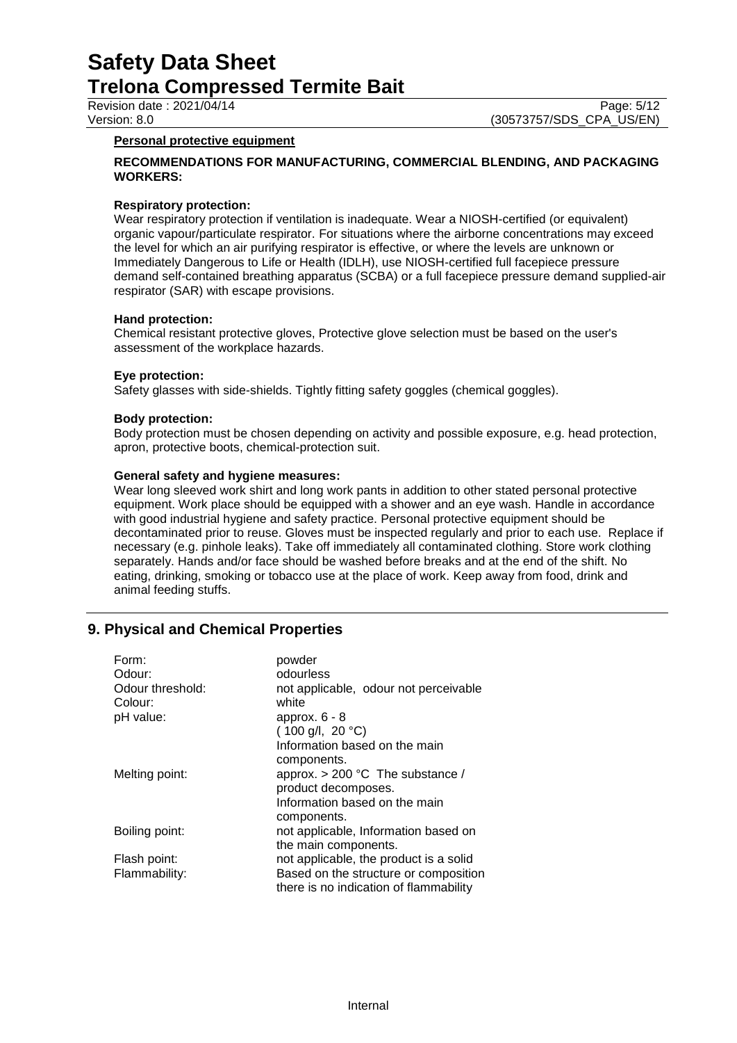**Personal protective equipment**

**RECOMMENDATIONS FOR MANUFACTURING, COMMERCIAL BLENDING, AND PACKAGING WORKERS:**

**Respiratory protection:**
Wear respiratory protection if ventilation is inadequate. Wear a NIOSH-certified (or equivalent) organic vapour/particulate respirator. For situations where the airborne concentrations may exceed the level for which an air purifying respirator is effective, or where the levels are unknown or Immediately Dangerous to Life or Health (IDLH), use NIOSH-certified full facepiece pressure demand self-contained breathing apparatus (SCBA) or a full facepiece pressure demand supplied-air respirator (SAR) with escape provisions.

**Hand protection:**
Chemical resistant protective gloves, Protective glove selection must be based on the user's assessment of the workplace hazards.

**Eye protection:**
Safety glasses with side-shields. Tightly fitting safety goggles (chemical goggles).

**Body protection:**
Body protection must be chosen depending on activity and possible exposure, e.g. head protection, apron, protective boots, chemical-protection suit.

**General safety and hygiene measures:**
Wear long sleeved work shirt and long work pants in addition to other stated personal protective equipment. Work place should be equipped with a shower and an eye wash. Handle in accordance with good industrial hygiene and safety practice. Personal protective equipment should be decontaminated prior to reuse. Gloves must be inspected regularly and prior to each use. Replace if necessary (e.g. pinhole leaks). Take off immediately all contaminated clothing. Store work clothing separately. Hands and/or face should be washed before breaks and at the end of the shift. No eating, drinking, smoking or tobacco use at the place of work. Keep away from food, drink and animal feeding stuffs.

## 9. Physical and Chemical Properties

| | |
|---|---|
| Form: | powder |
| Odour: | odourless |
| Odour threshold: | not applicable, odour not perceivable |
| Colour: | white |
| pH value: | approx. 6 - 8<br>( 100 g/l, 20 °C)<br>Information based on the main components. |
| Melting point: | approx. > 200 °C The substance / product decomposes.<br>Information based on the main components. |
| Boiling point: | not applicable, Information based on the main components. |
| Flash point: | not applicable, the product is a solid |
| Flammability: | Based on the structure or composition there is no indication of flammability |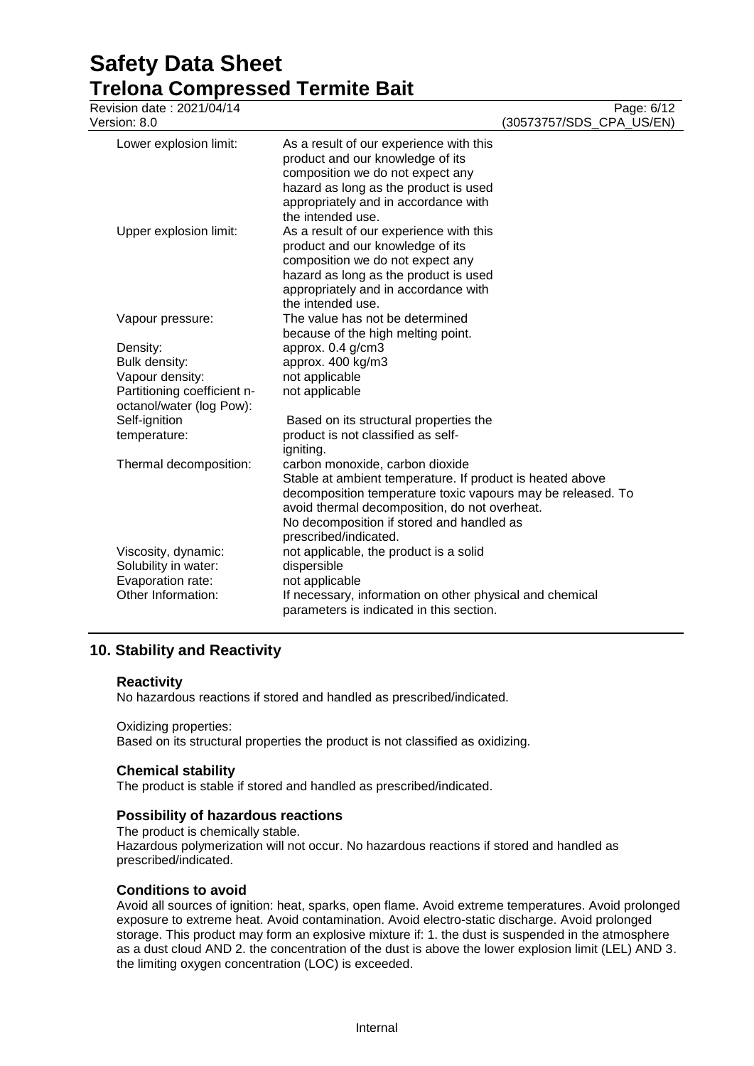| | |
|---|---|
| Lower explosion limit: | As a result of our experience with this product and our knowledge of its composition we do not expect any hazard as long as the product is used appropriately and in accordance with the intended use. |
| Upper explosion limit: | As a result of our experience with this product and our knowledge of its composition we do not expect any hazard as long as the product is used appropriately and in accordance with the intended use. |
| Vapour pressure: | The value has not been determined because of the high melting point. |
| Density: | approx. 0.4 g/cm3 |
| Bulk density: | approx. 400 kg/m3 |
| Vapour density: | not applicable |
| Partitioning coefficient n-octanol/water (log Pow): | not applicable |
| Self-ignition temperature: | Based on its structural properties the product is not classified as self-igniting. |
| Thermal decomposition: | carbon monoxide, carbon dioxide<br>Stable at ambient temperature. If product is heated above decomposition temperature toxic vapours may be released. To avoid thermal decomposition, do not overheat.<br>No decomposition if stored and handled as prescribed/indicated. |
| Viscosity, dynamic: | not applicable, the product is a solid |
| Solubility in water: | dispersible |
| Evaporation rate: | not applicable |
| Other Information: | If necessary, information on other physical and chemical parameters is indicated in this section. |

## 10. Stability and Reactivity

### Reactivity

No hazardous reactions if stored and handled as prescribed/indicated.

Oxidizing properties:
Based on its structural properties the product is not classified as oxidizing.

### Chemical stability

The product is stable if stored and handled as prescribed/indicated.

### Possibility of hazardous reactions

The product is chemically stable.
Hazardous polymerization will not occur. No hazardous reactions if stored and handled as prescribed/indicated.

### Conditions to avoid

Avoid all sources of ignition: heat, sparks, open flame. Avoid extreme temperatures. Avoid prolonged exposure to extreme heat. Avoid contamination. Avoid electro-static discharge. Avoid prolonged storage. This product may form an explosive mixture if: 1. the dust is suspended in the atmosphere as a dust cloud AND 2. the concentration of the dust is above the lower explosion limit (LEL) AND 3. the limiting oxygen concentration (LOC) is exceeded.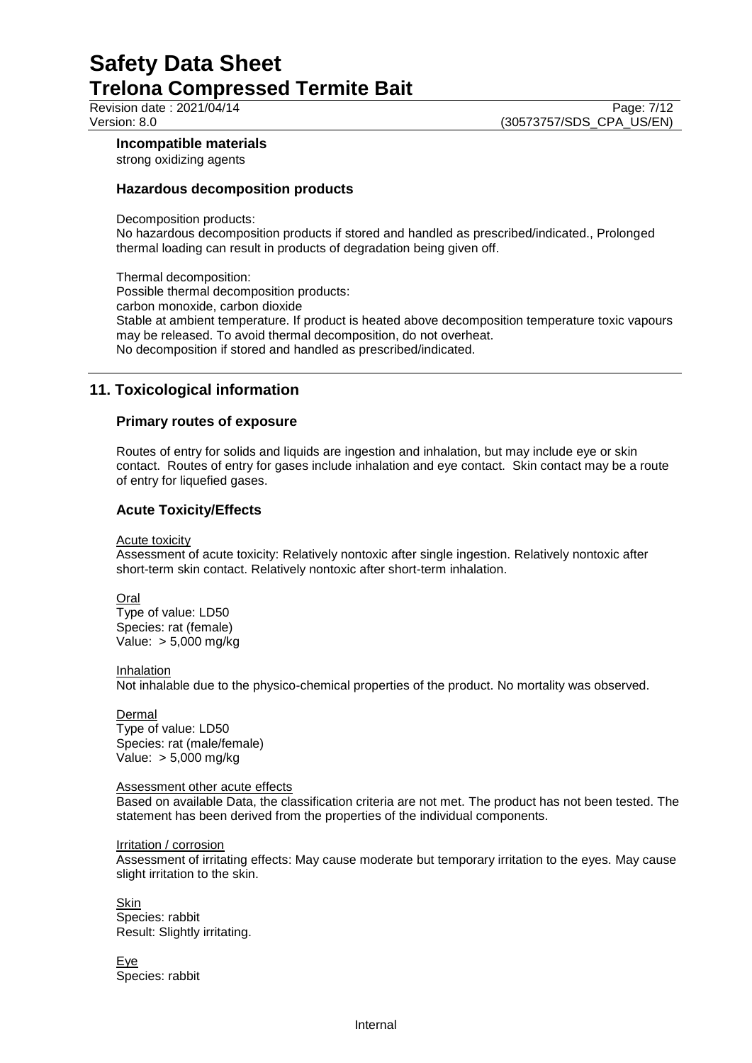#### Incompatible materials

strong oxidizing agents

### Hazardous decomposition products

Decomposition products:
No hazardous decomposition products if stored and handled as prescribed/indicated., Prolonged thermal loading can result in products of degradation being given off.

Thermal decomposition:
Possible thermal decomposition products:
carbon monoxide, carbon dioxide
Stable at ambient temperature. If product is heated above decomposition temperature toxic vapours may be released. To avoid thermal decomposition, do not overheat.
No decomposition if stored and handled as prescribed/indicated.

## 11. Toxicological information

### Primary routes of exposure

Routes of entry for solids and liquids are ingestion and inhalation, but may include eye or skin contact. Routes of entry for gases include inhalation and eye contact. Skin contact may be a route of entry for liquefied gases.

### Acute Toxicity/Effects

Acute toxicity
Assessment of acute toxicity: Relatively nontoxic after single ingestion. Relatively nontoxic after short-term skin contact. Relatively nontoxic after short-term inhalation.

Oral
Type of value: LD50
Species: rat (female)
Value: > 5,000 mg/kg

Inhalation
Not inhalable due to the physico-chemical properties of the product. No mortality was observed.

Dermal
Type of value: LD50
Species: rat (male/female)
Value: > 5,000 mg/kg

Assessment other acute effects
Based on available Data, the classification criteria are not met. The product has not been tested. The statement has been derived from the properties of the individual components.

Irritation / corrosion
Assessment of irritating effects: May cause moderate but temporary irritation to the eyes. May cause slight irritation to the skin.

Skin
Species: rabbit
Result: Slightly irritating.

Eye
Species: rabbit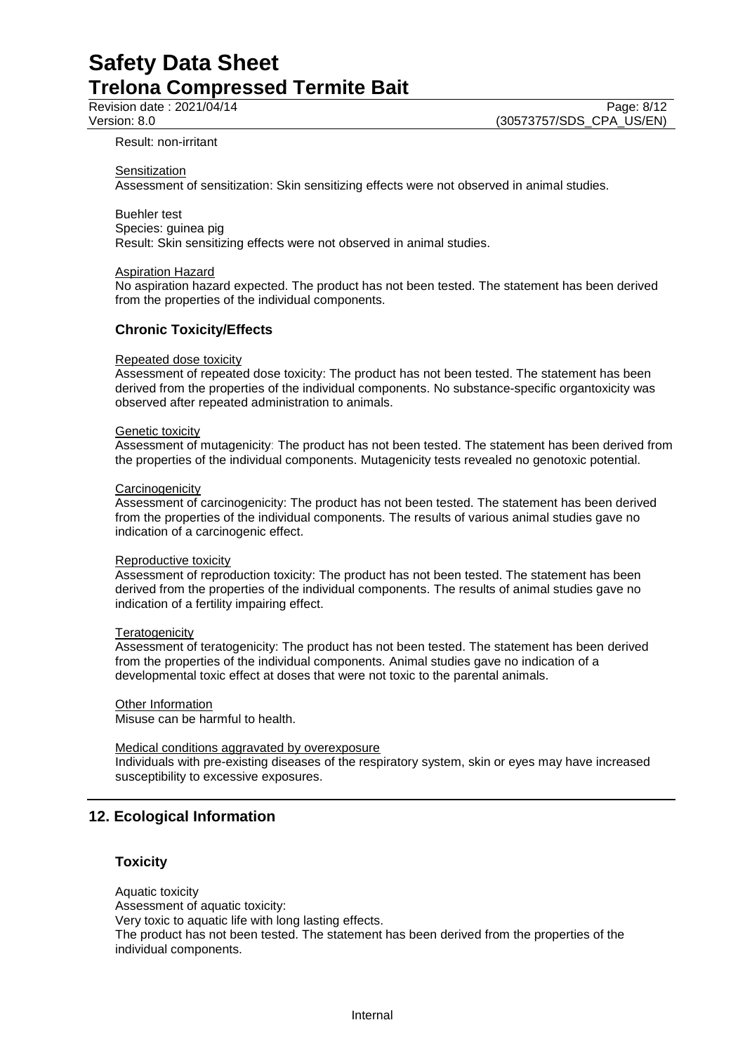Result: non-irritant

Sensitization

Assessment of sensitization: Skin sensitizing effects were not observed in animal studies.

Buehler test
Species: guinea pig
Result: Skin sensitizing effects were not observed in animal studies.

Aspiration Hazard

No aspiration hazard expected. The product has not been tested. The statement has been derived from the properties of the individual components.

### Chronic Toxicity/Effects

Repeated dose toxicity

Assessment of repeated dose toxicity: The product has not been tested. The statement has been derived from the properties of the individual components. No substance-specific organtoxicity was observed after repeated administration to animals.

Genetic toxicity

Assessment of mutagenicity: The product has not been tested. The statement has been derived from the properties of the individual components. Mutagenicity tests revealed no genotoxic potential.

Carcinogenicity

Assessment of carcinogenicity: The product has not been tested. The statement has been derived from the properties of the individual components. The results of various animal studies gave no indication of a carcinogenic effect.

Reproductive toxicity

Assessment of reproduction toxicity: The product has not been tested. The statement has been derived from the properties of the individual components. The results of animal studies gave no indication of a fertility impairing effect.

Teratogenicity

Assessment of teratogenicity: The product has not been tested. The statement has been derived from the properties of the individual components. Animal studies gave no indication of a developmental toxic effect at doses that were not toxic to the parental animals.

Other Information

Misuse can be harmful to health.

Medical conditions aggravated by overexposure

Individuals with pre-existing diseases of the respiratory system, skin or eyes may have increased susceptibility to excessive exposures.

## 12. Ecological Information

### Toxicity

Aquatic toxicity
Assessment of aquatic toxicity:
Very toxic to aquatic life with long lasting effects.
The product has not been tested. The statement has been derived from the properties of the individual components.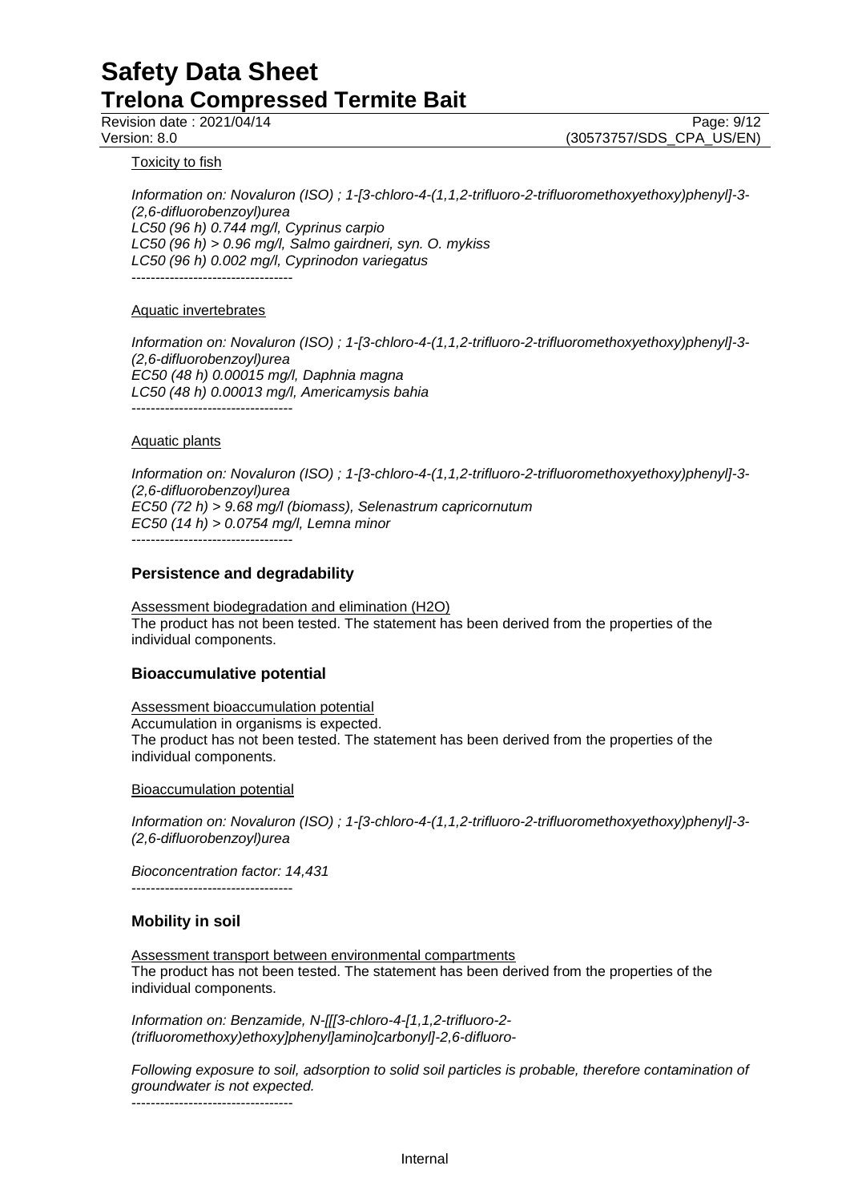Toxicity to fish

*Information on: Novaluron (ISO) ; 1-[3-chloro-4-(1,1,2-trifluoro-2-trifluoromethoxyethoxy)phenyl]-3-(2,6-difluorobenzoyl)urea*
*LC50 (96 h) 0.744 mg/l, Cyprinus carpio*
*LC50 (96 h) > 0.96 mg/l, Salmo gairdneri, syn. O. mykiss*
*LC50 (96 h) 0.002 mg/l, Cyprinodon variegatus*
----------------------------------

Aquatic invertebrates

*Information on: Novaluron (ISO) ; 1-[3-chloro-4-(1,1,2-trifluoro-2-trifluoromethoxyethoxy)phenyl]-3-(2,6-difluorobenzoyl)urea*
*EC50 (48 h) 0.00015 mg/l, Daphnia magna*
*LC50 (48 h) 0.00013 mg/l, Americamysis bahia*
----------------------------------

Aquatic plants

*Information on: Novaluron (ISO) ; 1-[3-chloro-4-(1,1,2-trifluoro-2-trifluoromethoxyethoxy)phenyl]-3-(2,6-difluorobenzoyl)urea*
*EC50 (72 h) > 9.68 mg/l (biomass), Selenastrum capricornutum*
*EC50 (14 h) > 0.0754 mg/l, Lemna minor*
----------------------------------

### Persistence and degradability

Assessment biodegradation and elimination (H2O)
The product has not been tested. The statement has been derived from the properties of the individual components.

### Bioaccumulative potential

Assessment bioaccumulation potential
Accumulation in organisms is expected.
The product has not been tested. The statement has been derived from the properties of the individual components.

Bioaccumulation potential

*Information on: Novaluron (ISO) ; 1-[3-chloro-4-(1,1,2-trifluoro-2-trifluoromethoxyethoxy)phenyl]-3-(2,6-difluorobenzoyl)urea*

*Bioconcentration factor: 14,431*
----------------------------------

### Mobility in soil

Assessment transport between environmental compartments
The product has not been tested. The statement has been derived from the properties of the individual components.

*Information on: Benzamide, N-[[[3-chloro-4-[1,1,2-trifluoro-2-(trifluoromethoxy)ethoxy]phenyl]amino]carbonyl]-2,6-difluoro-*

*Following exposure to soil, adsorption to solid soil particles is probable, therefore contamination of groundwater is not expected.*
----------------------------------

Internal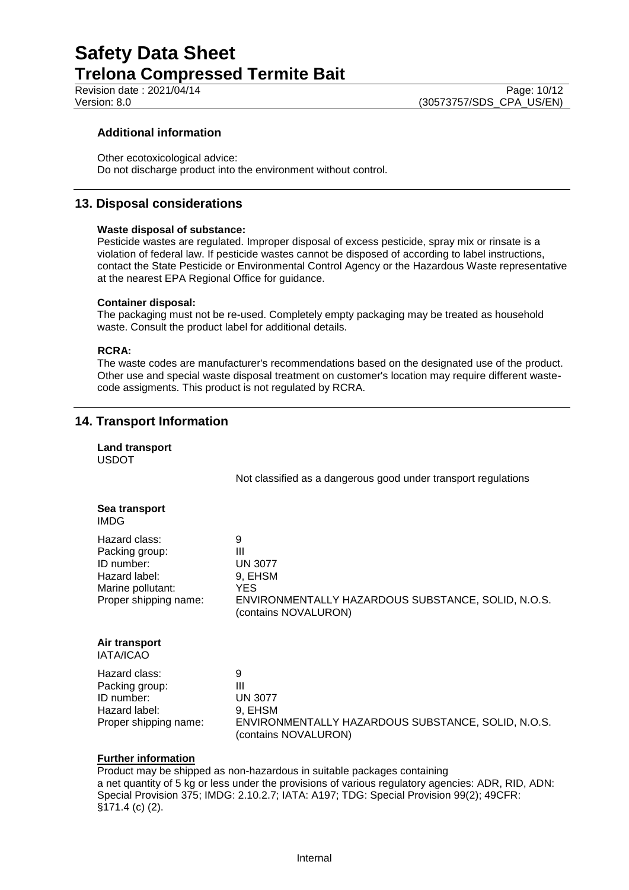### Additional information

Other ecotoxicological advice:
Do not discharge product into the environment without control.

## 13. Disposal considerations

**Waste disposal of substance:**
Pesticide wastes are regulated. Improper disposal of excess pesticide, spray mix or rinsate is a violation of federal law. If pesticide wastes cannot be disposed of according to label instructions, contact the State Pesticide or Environmental Control Agency or the Hazardous Waste representative at the nearest EPA Regional Office for guidance.

**Container disposal:**
The packaging must not be re-used. Completely empty packaging may be treated as household waste. Consult the product label for additional details.

**RCRA:**
The waste codes are manufacturer's recommendations based on the designated use of the product. Other use and special waste disposal treatment on customer's location may require different waste-code assigments. This product is not regulated by RCRA.

## 14. Transport Information

**Land transport**
USDOT

Not classified as a dangerous good under transport regulations

**Sea transport**
IMDG

| | |
|---|---|
| Hazard class: | 9 |
| Packing group: | III |
| ID number: | UN 3077 |
| Hazard label: | 9, EHSM |
| Marine pollutant: | YES |
| Proper shipping name: | ENVIRONMENTALLY HAZARDOUS SUBSTANCE, SOLID, N.O.S. (contains NOVALURON) |

**Air transport**
IATA/ICAO

| | |
|---|---|
| Hazard class: | 9 |
| Packing group: | III |
| ID number: | UN 3077 |
| Hazard label: | 9, EHSM |
| Proper shipping name: | ENVIRONMENTALLY HAZARDOUS SUBSTANCE, SOLID, N.O.S. (contains NOVALURON) |

**Further information**
Product may be shipped as non-hazardous in suitable packages containing a net quantity of 5 kg or less under the provisions of various regulatory agencies: ADR, RID, ADN: Special Provision 375; IMDG: 2.10.2.7; IATA: A197; TDG: Special Provision 99(2); 49CFR: §171.4 (c) (2).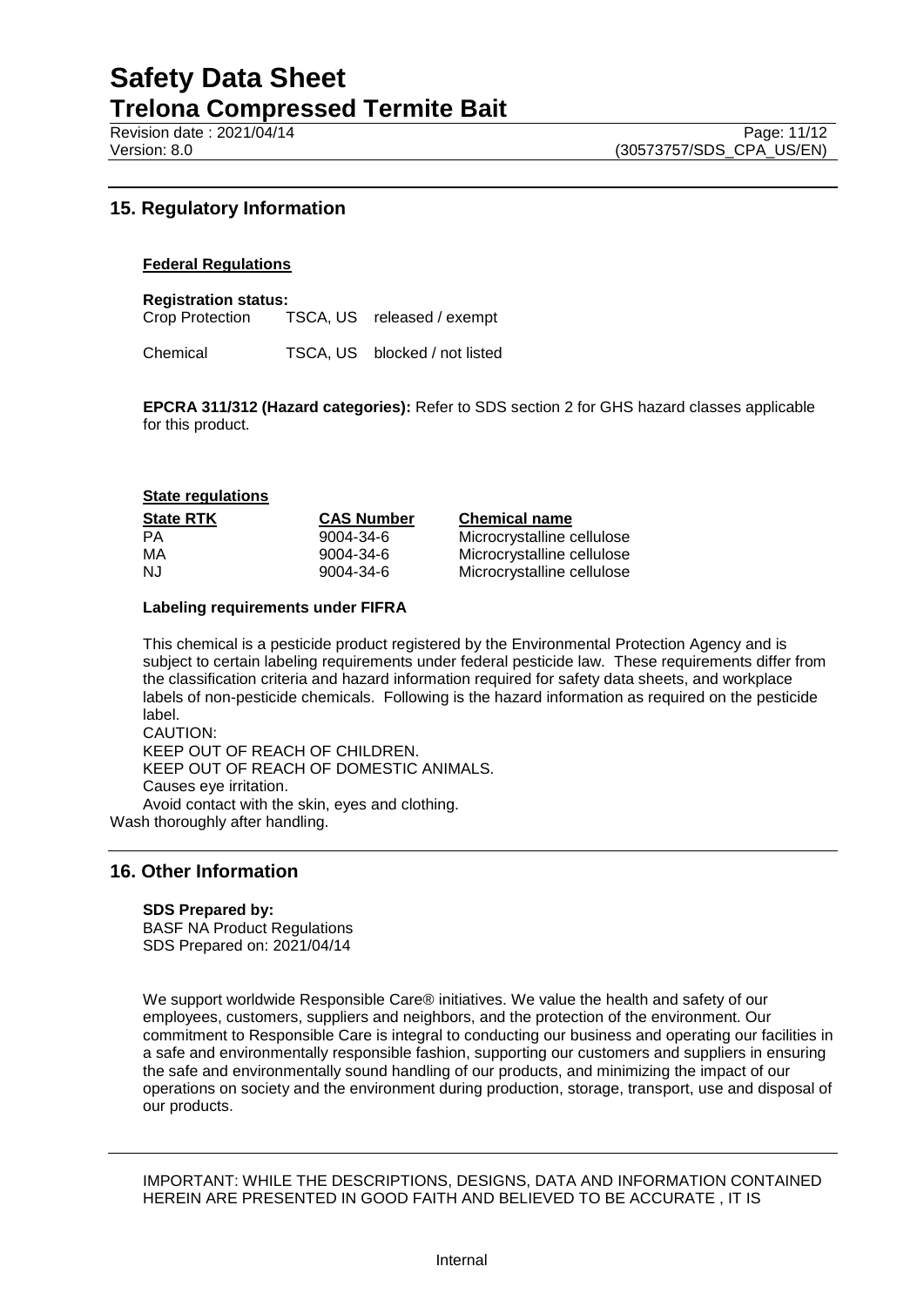## 15. Regulatory Information

### Federal Regulations

**Registration status:**

| | | |
|---|---|---|
| Crop Protection | TSCA, US | released / exempt |
| Chemical | TSCA, US | blocked / not listed |

**EPCRA 311/312 (Hazard categories):** Refer to SDS section 2 for GHS hazard classes applicable for this product.

### State regulations

| State RTK | CAS Number | Chemical name |
|---|---|---|
| PA | 9004-34-6 | Microcrystalline cellulose |
| MA | 9004-34-6 | Microcrystalline cellulose |
| NJ | 9004-34-6 | Microcrystalline cellulose |

**Labeling requirements under FIFRA**

This chemical is a pesticide product registered by the Environmental Protection Agency and is subject to certain labeling requirements under federal pesticide law. These requirements differ from the classification criteria and hazard information required for safety data sheets, and workplace labels of non-pesticide chemicals. Following is the hazard information as required on the pesticide label.

CAUTION:
KEEP OUT OF REACH OF CHILDREN.
KEEP OUT OF REACH OF DOMESTIC ANIMALS.
Causes eye irritation.
Avoid contact with the skin, eyes and clothing.
Wash thoroughly after handling.

## 16. Other Information

**SDS Prepared by:**
BASF NA Product Regulations
SDS Prepared on: 2021/04/14

We support worldwide Responsible Care® initiatives. We value the health and safety of our employees, customers, suppliers and neighbors, and the protection of the environment. Our commitment to Responsible Care is integral to conducting our business and operating our facilities in a safe and environmentally responsible fashion, supporting our customers and suppliers in ensuring the safe and environmentally sound handling of our products, and minimizing the impact of our operations on society and the environment during production, storage, transport, use and disposal of our products.

IMPORTANT: WHILE THE DESCRIPTIONS, DESIGNS, DATA AND INFORMATION CONTAINED HEREIN ARE PRESENTED IN GOOD FAITH AND BELIEVED TO BE ACCURATE , IT IS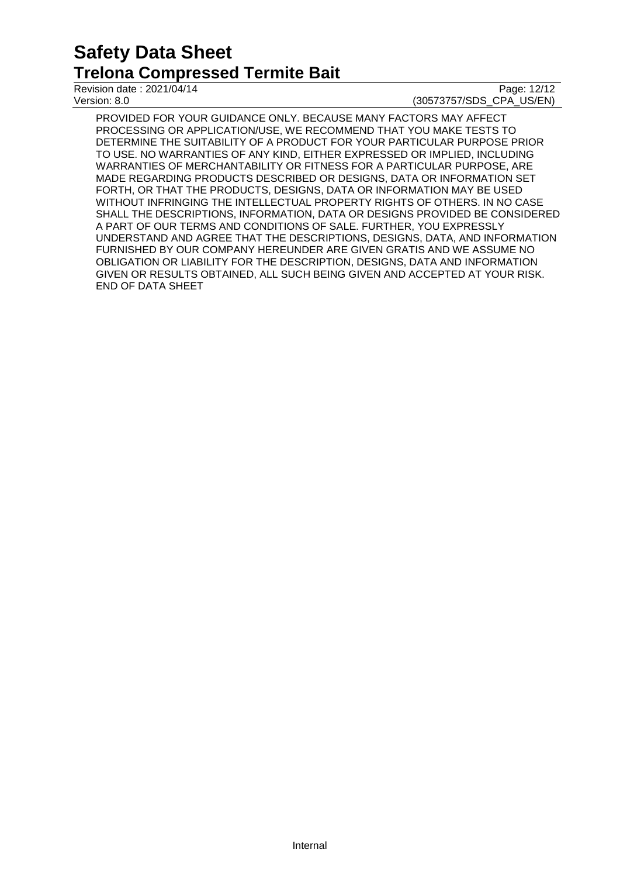PROVIDED FOR YOUR GUIDANCE ONLY. BECAUSE MANY FACTORS MAY AFFECT PROCESSING OR APPLICATION/USE, WE RECOMMEND THAT YOU MAKE TESTS TO DETERMINE THE SUITABILITY OF A PRODUCT FOR YOUR PARTICULAR PURPOSE PRIOR TO USE. NO WARRANTIES OF ANY KIND, EITHER EXPRESSED OR IMPLIED, INCLUDING WARRANTIES OF MERCHANTABILITY OR FITNESS FOR A PARTICULAR PURPOSE, ARE MADE REGARDING PRODUCTS DESCRIBED OR DESIGNS, DATA OR INFORMATION SET FORTH, OR THAT THE PRODUCTS, DESIGNS, DATA OR INFORMATION MAY BE USED WITHOUT INFRINGING THE INTELLECTUAL PROPERTY RIGHTS OF OTHERS. IN NO CASE SHALL THE DESCRIPTIONS, INFORMATION, DATA OR DESIGNS PROVIDED BE CONSIDERED A PART OF OUR TERMS AND CONDITIONS OF SALE. FURTHER, YOU EXPRESSLY UNDERSTAND AND AGREE THAT THE DESCRIPTIONS, DESIGNS, DATA, AND INFORMATION FURNISHED BY OUR COMPANY HEREUNDER ARE GIVEN GRATIS AND WE ASSUME NO OBLIGATION OR LIABILITY FOR THE DESCRIPTION, DESIGNS, DATA AND INFORMATION GIVEN OR RESULTS OBTAINED, ALL SUCH BEING GIVEN AND ACCEPTED AT YOUR RISK.
END OF DATA SHEET